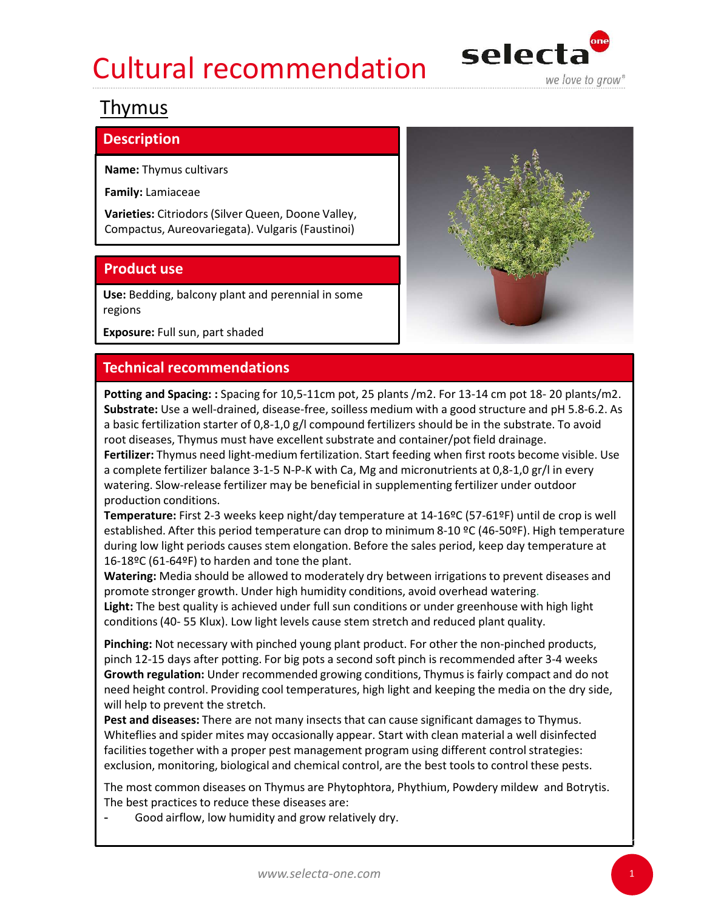# Cultural recommendation

## Thymus

### Description

**Name:** Thymus cultivars

**Family:** Lamiaceae

**Varieties:** Citriodors (Silver Queen, Doone Valley, Compactus, Aureovariegata). Vulgaris (Faustinoi)

### Product use

**Use:** Bedding, balcony plant and perennial in some regions

**Exposure:** Full sun, part shaded

### Technical recommendations

**Potting and Spacing: :** Spacing for 10,5-11cm pot, 25 plants /m2. For 13-14 cm pot 18- 20 plants/m2.
**Substrate:** Use a well-drained, disease-free, soilless medium with a good structure and pH 5.8-6.2. As a basic fertilization starter of 0,8-1,0 g/l compound fertilizers should be in the substrate. To avoid root diseases, Thymus must have excellent substrate and container/pot field drainage.
**Fertilizer:** Thymus need light-medium fertilization. Start feeding when first roots become visible. Use a complete fertilizer balance 3-1-5 N-P-K with Ca, Mg and micronutrients at 0,8-1,0 gr/l in every watering. Slow-release fertilizer may be beneficial in supplementing fertilizer under outdoor production conditions.
**Temperature:** First 2-3 weeks keep night/day temperature at 14-16ºC (57-61ºF) until de crop is well established. After this period temperature can drop to minimum 8-10 ºC (46-50ºF). High temperature during low light periods causes stem elongation. Before the sales period, keep day temperature at 16-18ºC (61-64ºF) to harden and tone the plant.
**Watering:** Media should be allowed to moderately dry between irrigations to prevent diseases and promote stronger growth. Under high humidity conditions, avoid overhead watering.
**Light:** The best quality is achieved under full sun conditions or under greenhouse with high light conditions (40- 55 Klux). Low light levels cause stem stretch and reduced plant quality.

**Pinching:** Not necessary with pinched young plant product. For other the non-pinched products, pinch 12-15 days after potting. For big pots a second soft pinch is recommended after 3-4 weeks
**Growth regulation:** Under recommended growing conditions, Thymus is fairly compact and do not need height control. Providing cool temperatures, high light and keeping the media on the dry side, will help to prevent the stretch.
**Pest and diseases:** There are not many insects that can cause significant damages to Thymus. Whiteflies and spider mites may occasionally appear. Start with clean material a well disinfected facilities together with a proper pest management program using different control strategies: exclusion, monitoring, biological and chemical control, are the best tools to control these pests.

The most common diseases on Thymus are Phytophtora, Phythium, Powdery mildew and Botrytis. The best practices to reduce these diseases are:

- Good airflow, low humidity and grow relatively dry.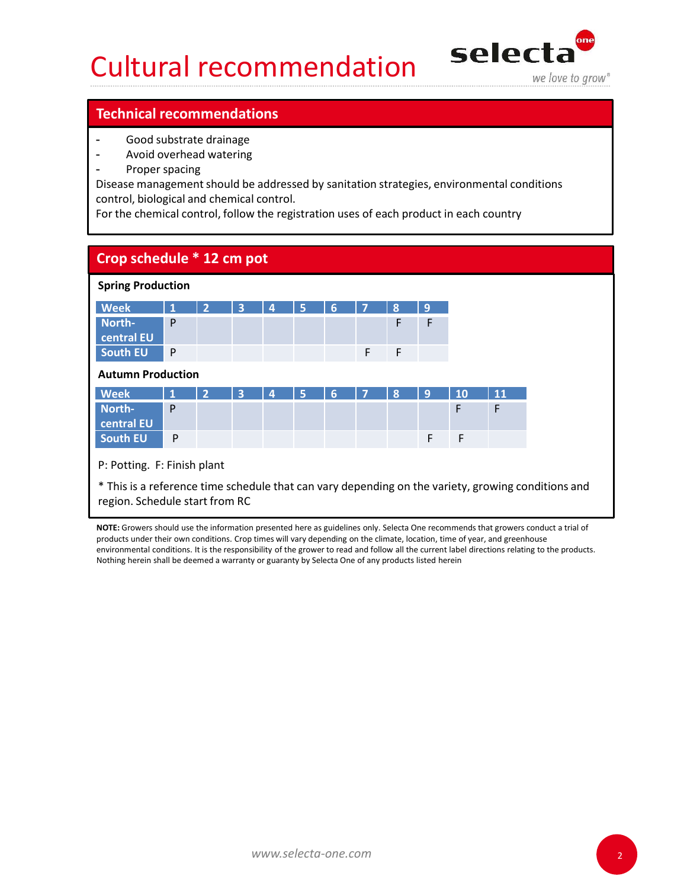# Cultural recommendation

## Technical recommendations

- Good substrate drainage
- Avoid overhead watering
- Proper spacing

Disease management should be addressed by sanitation strategies, environmental conditions control, biological and chemical control.
For the chemical control, follow the registration uses of each product in each country

## Crop schedule * 12 cm pot

**Spring Production**

| Week | 1 | 2 | 3 | 4 | 5 | 6 | 7 | 8 | 9 |
|---|---|---|---|---|---|---|---|---|---|
| North-central EU | P | | | | | | | F | F |
| South EU | P | | | | | | F | F | |

**Autumn Production**

| Week | 1 | 2 | 3 | 4 | 5 | 6 | 7 | 8 | 9 | 10 | 11 |
|---|---|---|---|---|---|---|---|---|---|---|---|
| North-central EU | P | | | | | | | | | F | F |
| South EU | P | | | | | | | | F | F | |

P: Potting. F: Finish plant

* This is a reference time schedule that can vary depending on the variety, growing conditions and region. Schedule start from RC

**NOTE:** Growers should use the information presented here as guidelines only. Selecta One recommends that growers conduct a trial of products under their own conditions. Crop times will vary depending on the climate, location, time of year, and greenhouse environmental conditions. It is the responsibility of the grower to read and follow all the current label directions relating to the products. Nothing herein shall be deemed a warranty or guaranty by Selecta One of any products listed herein

www.selecta-one.com